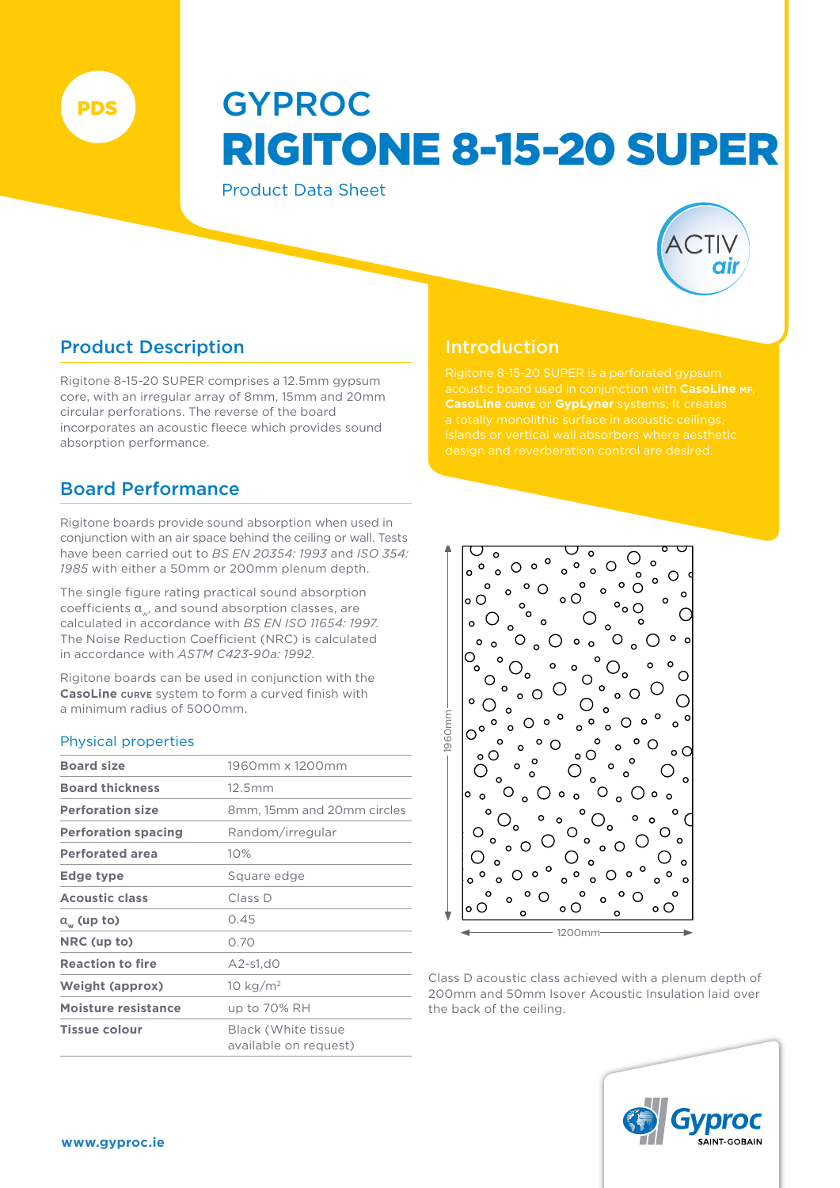PDS

# GYPROC
# RIGITONE 8-15-20 SUPER

Product Data Sheet

ACTIV air

## Product Description

Rigitone 8-15-20 SUPER comprises a 12.5mm gypsum core, with an irregular array of 8mm, 15mm and 20mm circular perforations. The reverse of the board incorporates an acoustic fleece which provides sound absorption performance.

## Board Performance

Rigitone boards provide sound absorption when used in conjunction with an air space behind the ceiling or wall. Tests have been carried out to *BS EN 20354: 1993* and *ISO 354: 1985* with either a 50mm or 200mm plenum depth.

The single figure rating practical sound absorption coefficients $\alpha_w$, and sound absorption classes, are calculated in accordance with *BS EN ISO 11654: 1997*. The Noise Reduction Coefficient (NRC) is calculated in accordance with *ASTM C423-90a: 1992*.

Rigitone boards can be used in conjunction with the **CasoLine CURVE** system to form a curved finish with a minimum radius of 5000mm.

### Physical properties

| | |
|---|---|
| **Board size** | 1960mm x 1200mm |
| **Board thickness** | 12.5mm |
| **Perforation size** | 8mm, 15mm and 20mm circles |
| **Perforation spacing** | Random/irregular |
| **Perforated area** | 10% |
| **Edge type** | Square edge |
| **Acoustic class** | Class D |
| **$\alpha_w$ (up to)** | 0.45 |
| **NRC (up to)** | 0.70 |
| **Reaction to fire** | A2-s1,d0 |
| **Weight (approx)** | 10 kg/m² |
| **Moisture resistance** | up to 70% RH |
| **Tissue colour** | Black (White tissue available on request) |

## Introduction

Rigitone 8-15-20 SUPER is a perforated gypsum acoustic board used in conjunction with **CasoLine MF**, **CasoLine CURVE** or **GypLyner** systems. It creates a totally monolithic surface in acoustic ceilings, islands or vertical wall absorbers where aesthetic design and reverberation control are desired.

1960mm

1200mm

Class D acoustic class achieved with a plenum depth of 200mm and 50mm Isover Acoustic Insulation laid over the back of the ceiling.

Gyproc SAINT-GOBAIN

www.gyproc.ie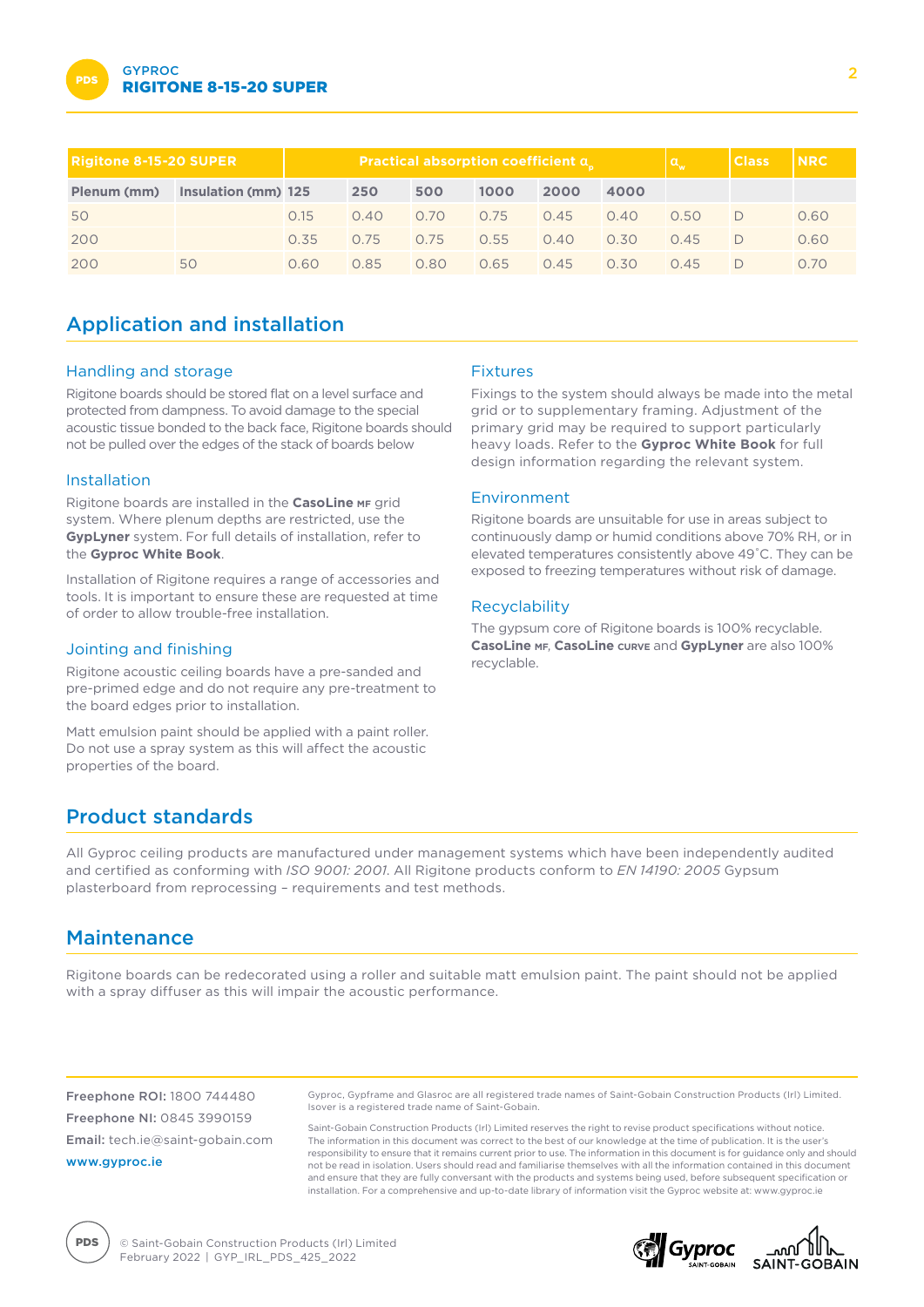| Rigitone 8-15-20 SUPER | | Practical absorption coefficient $\alpha_p$ | | | | | | $\alpha_w$ | Class | NRC |
|---|---|---|---|---|---|---|---|---|---|---|
| Plenum (mm) | Insulation (mm) | 125 | 250 | 500 | 1000 | 2000 | 4000 | | | |
| 50 | | 0.15 | 0.40 | 0.70 | 0.75 | 0.45 | 0.40 | 0.50 | D | 0.60 |
| 200 | | 0.35 | 0.75 | 0.75 | 0.55 | 0.40 | 0.30 | 0.45 | D | 0.60 |
| 200 | 50 | 0.60 | 0.85 | 0.80 | 0.65 | 0.45 | 0.30 | 0.45 | D | 0.70 |

## Application and installation

### Handling and storage

Rigitone boards should be stored flat on a level surface and protected from dampness. To avoid damage to the special acoustic tissue bonded to the back face, Rigitone boards should not be pulled over the edges of the stack of boards below

### Installation

Rigitone boards are installed in the **CasoLine MF** grid system. Where plenum depths are restricted, use the **GypLyner** system. For full details of installation, refer to the **Gyproc White Book**.

Installation of Rigitone requires a range of accessories and tools. It is important to ensure these are requested at time of order to allow trouble-free installation.

### Jointing and finishing

Rigitone acoustic ceiling boards have a pre-sanded and pre-primed edge and do not require any pre-treatment to the board edges prior to installation.

Matt emulsion paint should be applied with a paint roller. Do not use a spray system as this will affect the acoustic properties of the board.

### Fixtures

Fixings to the system should always be made into the metal grid or to supplementary framing. Adjustment of the primary grid may be required to support particularly heavy loads. Refer to the **Gyproc White Book** for full design information regarding the relevant system.

### Environment

Rigitone boards are unsuitable for use in areas subject to continuously damp or humid conditions above 70% RH, or in elevated temperatures consistently above 49˚C. They can be exposed to freezing temperatures without risk of damage.

### Recyclability

The gypsum core of Rigitone boards is 100% recyclable. **CasoLine MF**, **CasoLine CURVE** and **GypLyner** are also 100% recyclable.

## Product standards

All Gyproc ceiling products are manufactured under management systems which have been independently audited and certified as conforming with *ISO 9001: 2001*. All Rigitone products conform to *EN 14190: 2005* Gypsum plasterboard from reprocessing – requirements and test methods.

## Maintenance

Rigitone boards can be redecorated using a roller and suitable matt emulsion paint. The paint should not be applied with a spray diffuser as this will impair the acoustic performance.

**Freephone ROI:** 1800 744480
**Freephone NI:** 0845 3990159
**Email:** tech.ie@saint-gobain.com
www.gyproc.ie

Gyproc, Gypframe and Glasroc are all registered trade names of Saint-Gobain Construction Products (Irl) Limited. Isover is a registered trade name of Saint-Gobain.

Saint-Gobain Construction Products (Irl) Limited reserves the right to revise product specifications without notice. The information in this document was correct to the best of our knowledge at the time of publication. It is the user's responsibility to ensure that it remains current prior to use. The information in this document is for guidance only and should not be read in isolation. Users should read and familiarise themselves with all the information contained in this document and ensure that they are fully conversant with the products and systems being used, before subsequent specification or installation. For a comprehensive and up-to-date library of information visit the Gyproc website at: www.gyproc.ie

© Saint-Gobain Construction Products (Irl) Limited
February 2022 | GYP_IRL_PDS_425_2022